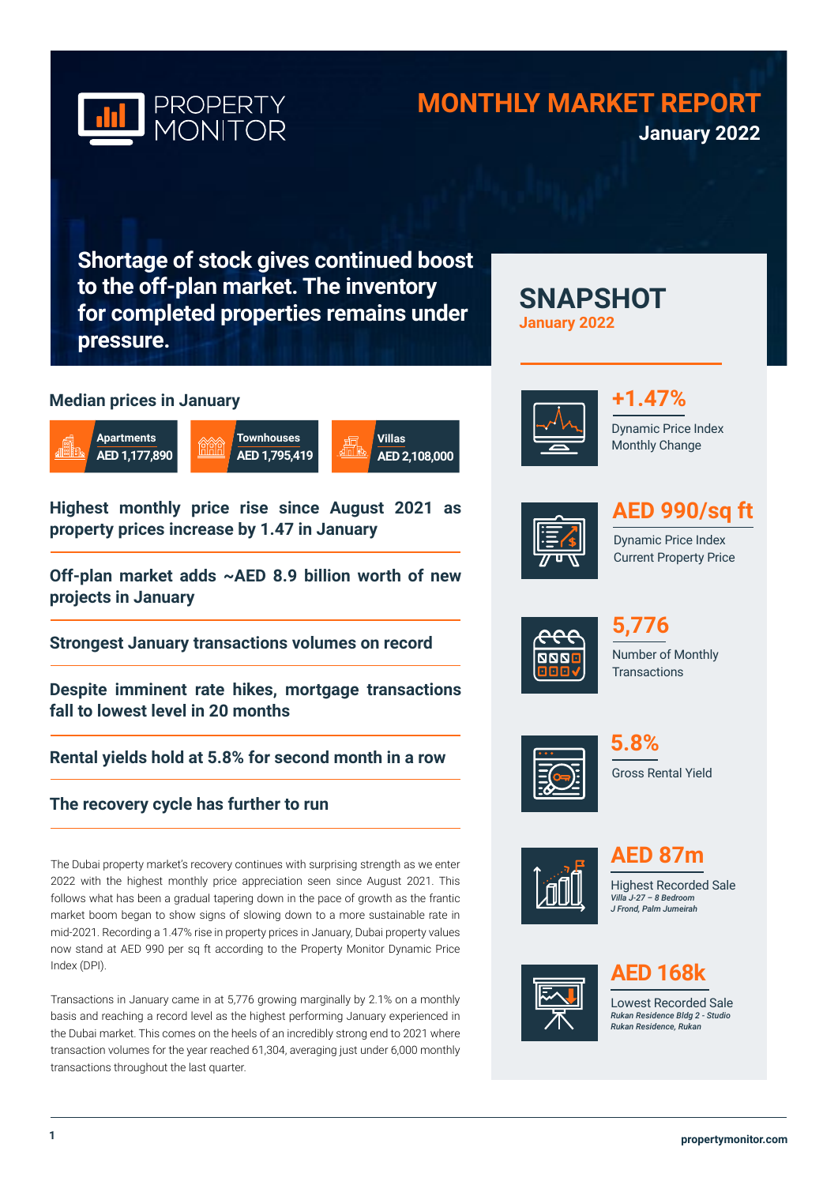# PROPERTY MONITOR

## MONTHLY MARKET REPORT

**January 2022**

## Shortage of stock gives continued boost to the off-plan market. The inventory for completed properties remains under pressure.

### Median prices in January

| Apartments | Townhouses | Villas |
|---|---|---|
| AED 1,177,890 | AED 1,795,419 | AED 2,108,000 |

**Highest monthly price rise since August 2021 as property prices increase by 1.47 in January**

**Off-plan market adds ~AED 8.9 billion worth of new projects in January**

**Strongest January transactions volumes on record**

**Despite imminent rate hikes, mortgage transactions fall to lowest level in 20 months**

**Rental yields hold at 5.8% for second month in a row**

**The recovery cycle has further to run**

The Dubai property market's recovery continues with surprising strength as we enter 2022 with the highest monthly price appreciation seen since August 2021. This follows what has been a gradual tapering down in the pace of growth as the frantic market boom began to show signs of slowing down to a more sustainable rate in mid-2021. Recording a 1.47% rise in property prices in January, Dubai property values now stand at AED 990 per sq ft according to the Property Monitor Dynamic Price Index (DPI).

Transactions in January came in at 5,776 growing marginally by 2.1% on a monthly basis and reaching a record level as the highest performing January experienced in the Dubai market. This comes on the heels of an incredibly strong end to 2021 where transaction volumes for the year reached 61,304, averaging just under 6,000 monthly transactions throughout the last quarter.

## SNAPSHOT

**January 2022**

**+1.47%**
Dynamic Price Index Monthly Change

**AED 990/sq ft**
Dynamic Price Index Current Property Price

**5,776**
Number of Monthly Transactions

**5.8%**
Gross Rental Yield

**AED 87m**
Highest Recorded Sale
*Villa J-27 – 8 Bedroom*
*J Frond, Palm Jumeirah*

**AED 168k**
Lowest Recorded Sale
*Rukan Residence Bldg 2 - Studio*
*Rukan Residence, Rukan*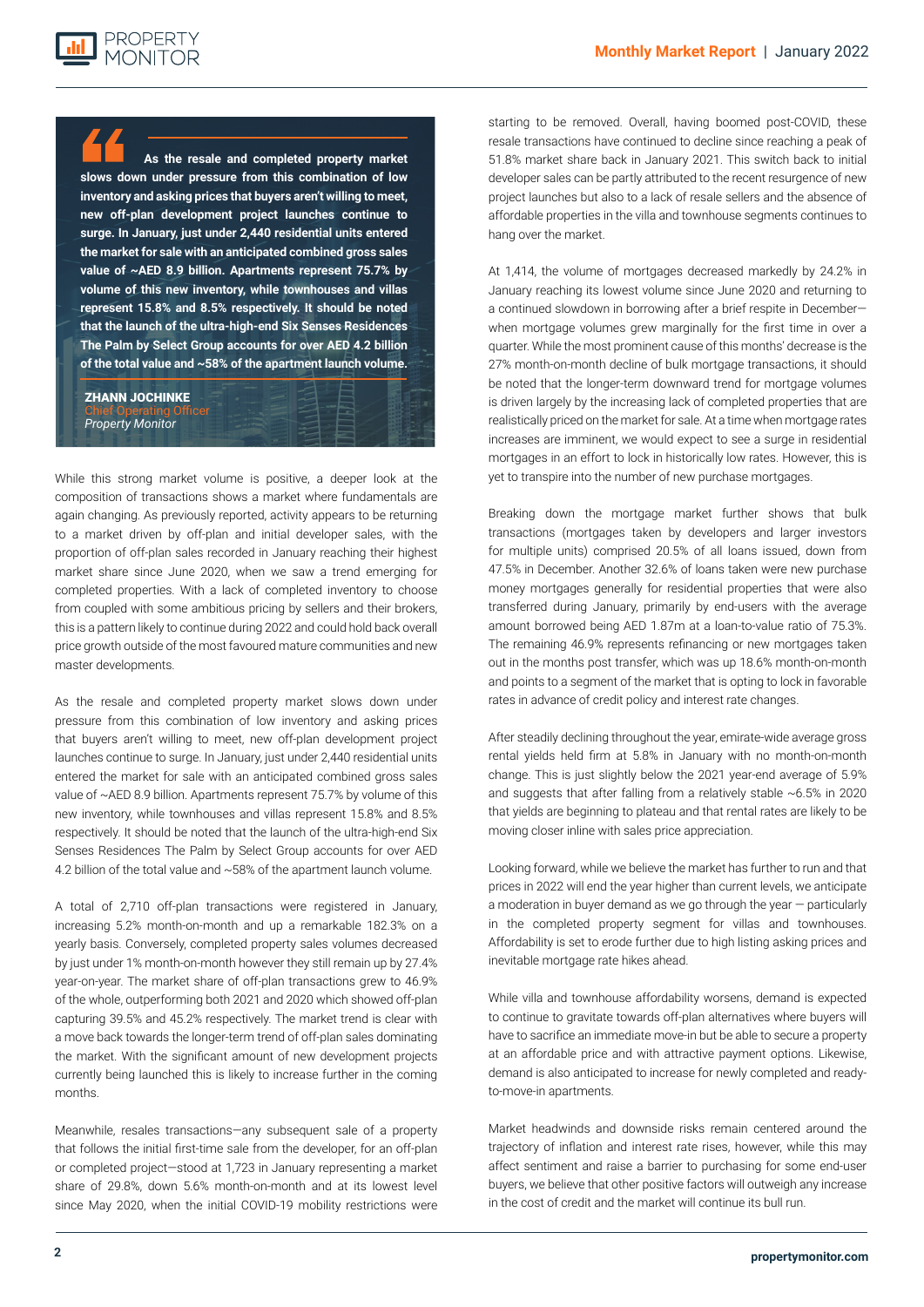> **As the resale and completed property market slows down under pressure from this combination of low inventory and asking prices that buyers aren't willing to meet, new off-plan development project launches continue to surge. In January, just under 2,440 residential units entered the market for sale with an anticipated combined gross sales value of ~AED 8.9 billion. Apartments represent 75.7% by volume of this new inventory, while townhouses and villas represent 15.8% and 8.5% respectively. It should be noted that the launch of the ultra-high-end Six Senses Residences The Palm by Select Group accounts for over AED 4.2 billion of the total value and ~58% of the apartment launch volume.**
>
> **ZHANN JOCHINKE**
> Chief Operating Officer
> *Property Monitor*

While this strong market volume is positive, a deeper look at the composition of transactions shows a market where fundamentals are again changing. As previously reported, activity appears to be returning to a market driven by off-plan and initial developer sales, with the proportion of off-plan sales recorded in January reaching their highest market share since June 2020, when we saw a trend emerging for completed properties. With a lack of completed inventory to choose from coupled with some ambitious pricing by sellers and their brokers, this is a pattern likely to continue during 2022 and could hold back overall price growth outside of the most favoured mature communities and new master developments.

As the resale and completed property market slows down under pressure from this combination of low inventory and asking prices that buyers aren't willing to meet, new off-plan development project launches continue to surge. In January, just under 2,440 residential units entered the market for sale with an anticipated combined gross sales value of ~AED 8.9 billion. Apartments represent 75.7% by volume of this new inventory, while townhouses and villas represent 15.8% and 8.5% respectively. It should be noted that the launch of the ultra-high-end Six Senses Residences The Palm by Select Group accounts for over AED 4.2 billion of the total value and ~58% of the apartment launch volume.

A total of 2,710 off-plan transactions were registered in January, increasing 5.2% month-on-month and up a remarkable 182.3% on a yearly basis. Conversely, completed property sales volumes decreased by just under 1% month-on-month however they still remain up by 27.4% year-on-year. The market share of off-plan transactions grew to 46.9% of the whole, outperforming both 2021 and 2020 which showed off-plan capturing 39.5% and 45.2% respectively. The market trend is clear with a move back towards the longer-term trend of off-plan sales dominating the market. With the significant amount of new development projects currently being launched this is likely to increase further in the coming months.

Meanwhile, resales transactions—any subsequent sale of a property that follows the initial first-time sale from the developer, for an off-plan or completed project—stood at 1,723 in January representing a market share of 29.8%, down 5.6% month-on-month and at its lowest level since May 2020, when the initial COVID-19 mobility restrictions were starting to be removed. Overall, having boomed post-COVID, these resale transactions have continued to decline since reaching a peak of 51.8% market share back in January 2021. This switch back to initial developer sales can be partly attributed to the recent resurgence of new project launches but also to a lack of resale sellers and the absence of affordable properties in the villa and townhouse segments continues to hang over the market.

At 1,414, the volume of mortgages decreased markedly by 24.2% in January reaching its lowest volume since June 2020 and returning to a continued slowdown in borrowing after a brief respite in December—when mortgage volumes grew marginally for the first time in over a quarter. While the most prominent cause of this months' decrease is the 27% month-on-month decline of bulk mortgage transactions, it should be noted that the longer-term downward trend for mortgage volumes is driven largely by the increasing lack of completed properties that are realistically priced on the market for sale. At a time when mortgage rates increases are imminent, we would expect to see a surge in residential mortgages in an effort to lock in historically low rates. However, this is yet to transpire into the number of new purchase mortgages.

Breaking down the mortgage market further shows that bulk transactions (mortgages taken by developers and larger investors for multiple units) comprised 20.5% of all loans issued, down from 47.5% in December. Another 32.6% of loans taken were new purchase money mortgages generally for residential properties that were also transferred during January, primarily by end-users with the average amount borrowed being AED 1.87m at a loan-to-value ratio of 75.3%. The remaining 46.9% represents refinancing or new mortgages taken out in the months post transfer, which was up 18.6% month-on-month and points to a segment of the market that is opting to lock in favorable rates in advance of credit policy and interest rate changes.

After steadily declining throughout the year, emirate-wide average gross rental yields held firm at 5.8% in January with no month-on-month change. This is just slightly below the 2021 year-end average of 5.9% and suggests that after falling from a relatively stable ~6.5% in 2020 that yields are beginning to plateau and that rental rates are likely to be moving closer inline with sales price appreciation.

Looking forward, while we believe the market has further to run and that prices in 2022 will end the year higher than current levels, we anticipate a moderation in buyer demand as we go through the year — particularly in the completed property segment for villas and townhouses. Affordability is set to erode further due to high listing asking prices and inevitable mortgage rate hikes ahead.

While villa and townhouse affordability worsens, demand is expected to continue to gravitate towards off-plan alternatives where buyers will have to sacrifice an immediate move-in but be able to secure a property at an affordable price and with attractive payment options. Likewise, demand is also anticipated to increase for newly completed and ready-to-move-in apartments.

Market headwinds and downside risks remain centered around the trajectory of inflation and interest rate rises, however, while this may affect sentiment and raise a barrier to purchasing for some end-user buyers, we believe that other positive factors will outweigh any increase in the cost of credit and the market will continue its bull run.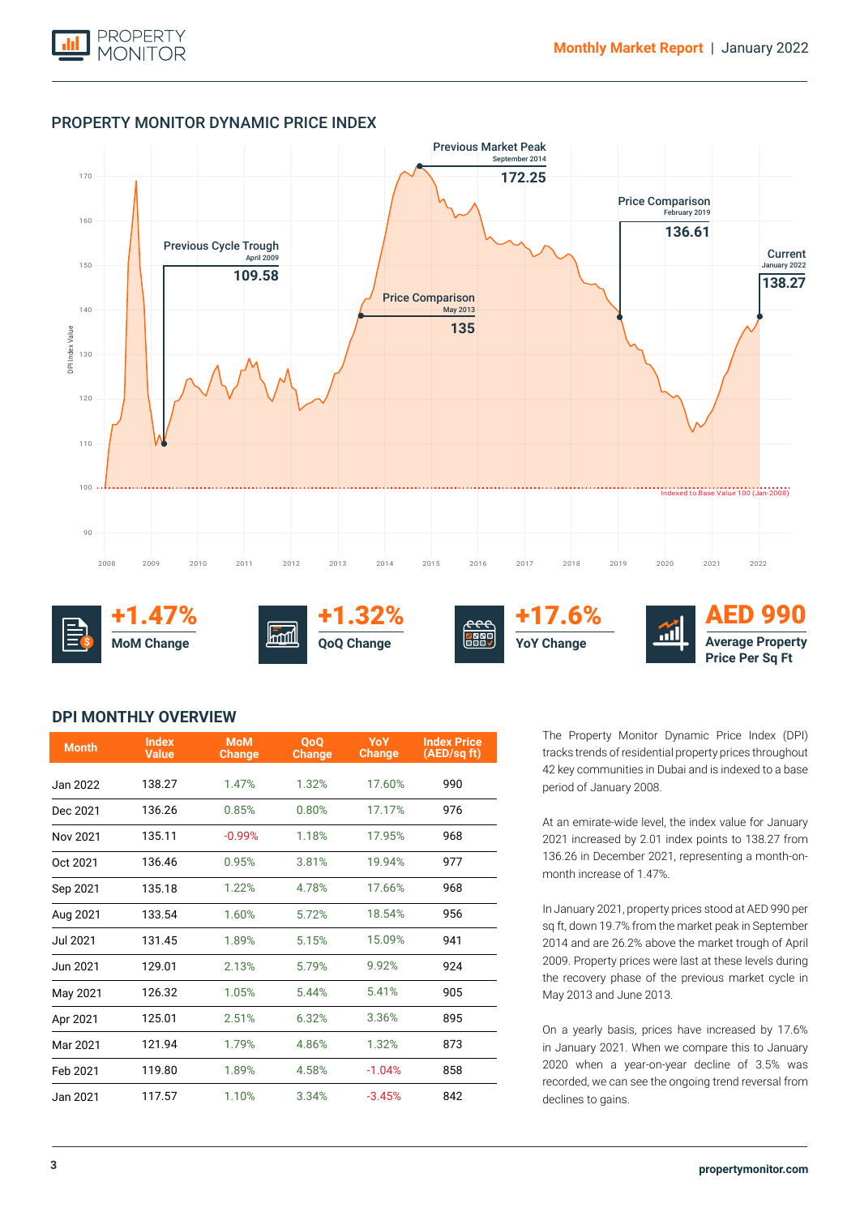## PROPERTY MONITOR DYNAMIC PRICE INDEX

Previous Market Peak
September 2014
172.25

Price Comparison
February 2019
136.61

Previous Cycle Trough
April 2009
109.58

Current
January 2022
138.27

Price Comparison
May 2013
135

Indexed to Base Value 100 (Jan-2008)

**+1.47%** MoM Change

**+1.32%** QoQ Change

**+17.6%** YoY Change

**AED 990** Average Property Price Per Sq Ft

## DPI MONTHLY OVERVIEW

| Month | Index Value | MoM Change | QoQ Change | YoY Change | Index Price (AED/sq ft) |
|---|---|---|---|---|---|
| Jan 2022 | 138.27 | 1.47% | 1.32% | 17.60% | 990 |
| Dec 2021 | 136.26 | 0.85% | 0.80% | 17.17% | 976 |
| Nov 2021 | 135.11 | -0.99% | 1.18% | 17.95% | 968 |
| Oct 2021 | 136.46 | 0.95% | 3.81% | 19.94% | 977 |
| Sep 2021 | 135.18 | 1.22% | 4.78% | 17.66% | 968 |
| Aug 2021 | 133.54 | 1.60% | 5.72% | 18.54% | 956 |
| Jul 2021 | 131.45 | 1.89% | 5.15% | 15.09% | 941 |
| Jun 2021 | 129.01 | 2.13% | 5.79% | 9.92% | 924 |
| May 2021 | 126.32 | 1.05% | 5.44% | 5.41% | 905 |
| Apr 2021 | 125.01 | 2.51% | 6.32% | 3.36% | 895 |
| Mar 2021 | 121.94 | 1.79% | 4.86% | 1.32% | 873 |
| Feb 2021 | 119.80 | 1.89% | 4.58% | -1.04% | 858 |
| Jan 2021 | 117.57 | 1.10% | 3.34% | -3.45% | 842 |

The Property Monitor Dynamic Price Index (DPI) tracks trends of residential property prices throughout 42 key communities in Dubai and is indexed to a base period of January 2008.

At an emirate-wide level, the index value for January 2021 increased by 2.01 index points to 138.27 from 136.26 in December 2021, representing a month-on-month increase of 1.47%.

In January 2021, property prices stood at AED 990 per sq ft, down 19.7% from the market peak in September 2014 and are 26.2% above the market trough of April 2009. Property prices were last at these levels during the recovery phase of the previous market cycle in May 2013 and June 2013.

On a yearly basis, prices have increased by 17.6% in January 2021. When we compare this to January 2020 when a year-on-year decline of 3.5% was recorded, we can see the ongoing trend reversal from declines to gains.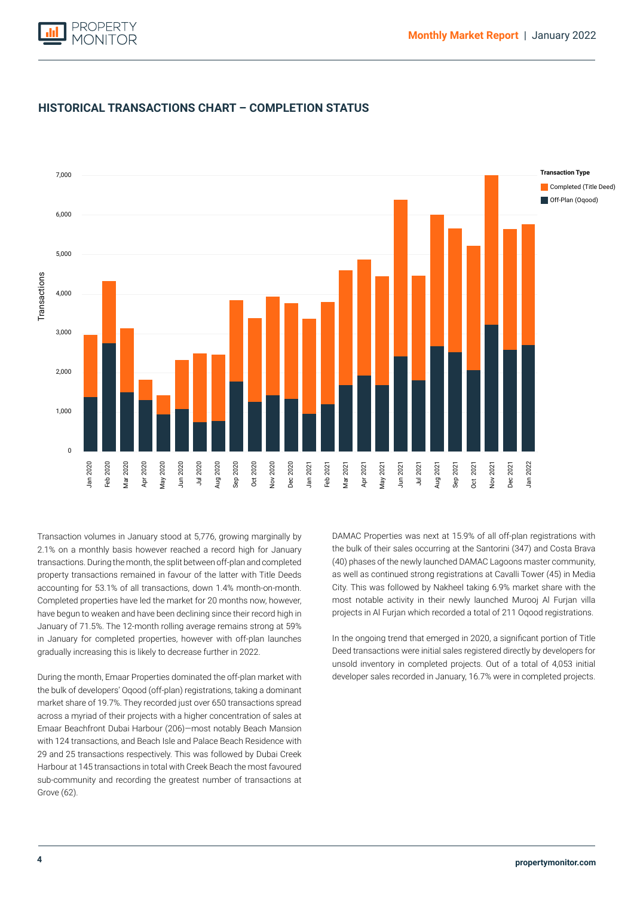## HISTORICAL TRANSACTIONS CHART – COMPLETION STATUS

Transaction volumes in January stood at 5,776, growing marginally by 2.1% on a monthly basis however reached a record high for January transactions. During the month, the split between off-plan and completed property transactions remained in favour of the latter with Title Deeds accounting for 53.1% of all transactions, down 1.4% month-on-month. Completed properties have led the market for 20 months now, however, have begun to weaken and have been declining since their record high in January of 71.5%. The 12-month rolling average remains strong at 59% in January for completed properties, however with off-plan launches gradually increasing this is likely to decrease further in 2022.

During the month, Emaar Properties dominated the off-plan market with the bulk of developers' Oqood (off-plan) registrations, taking a dominant market share of 19.7%. They recorded just over 650 transactions spread across a myriad of their projects with a higher concentration of sales at Emaar Beachfront Dubai Harbour (206)—most notably Beach Mansion with 124 transactions, and Beach Isle and Palace Beach Residence with 29 and 25 transactions respectively. This was followed by Dubai Creek Harbour at 145 transactions in total with Creek Beach the most favoured sub-community and recording the greatest number of transactions at Grove (62).

DAMAC Properties was next at 15.9% of all off-plan registrations with the bulk of their sales occurring at the Santorini (347) and Costa Brava (40) phases of the newly launched DAMAC Lagoons master community, as well as continued strong registrations at Cavalli Tower (45) in Media City. This was followed by Nakheel taking 6.9% market share with the most notable activity in their newly launched Murooj Al Furjan villa projects in Al Furjan which recorded a total of 211 Oqood registrations.

In the ongoing trend that emerged in 2020, a significant portion of Title Deed transactions were initial sales registered directly by developers for unsold inventory in completed projects. Out of a total of 4,053 initial developer sales recorded in January, 16.7% were in completed projects.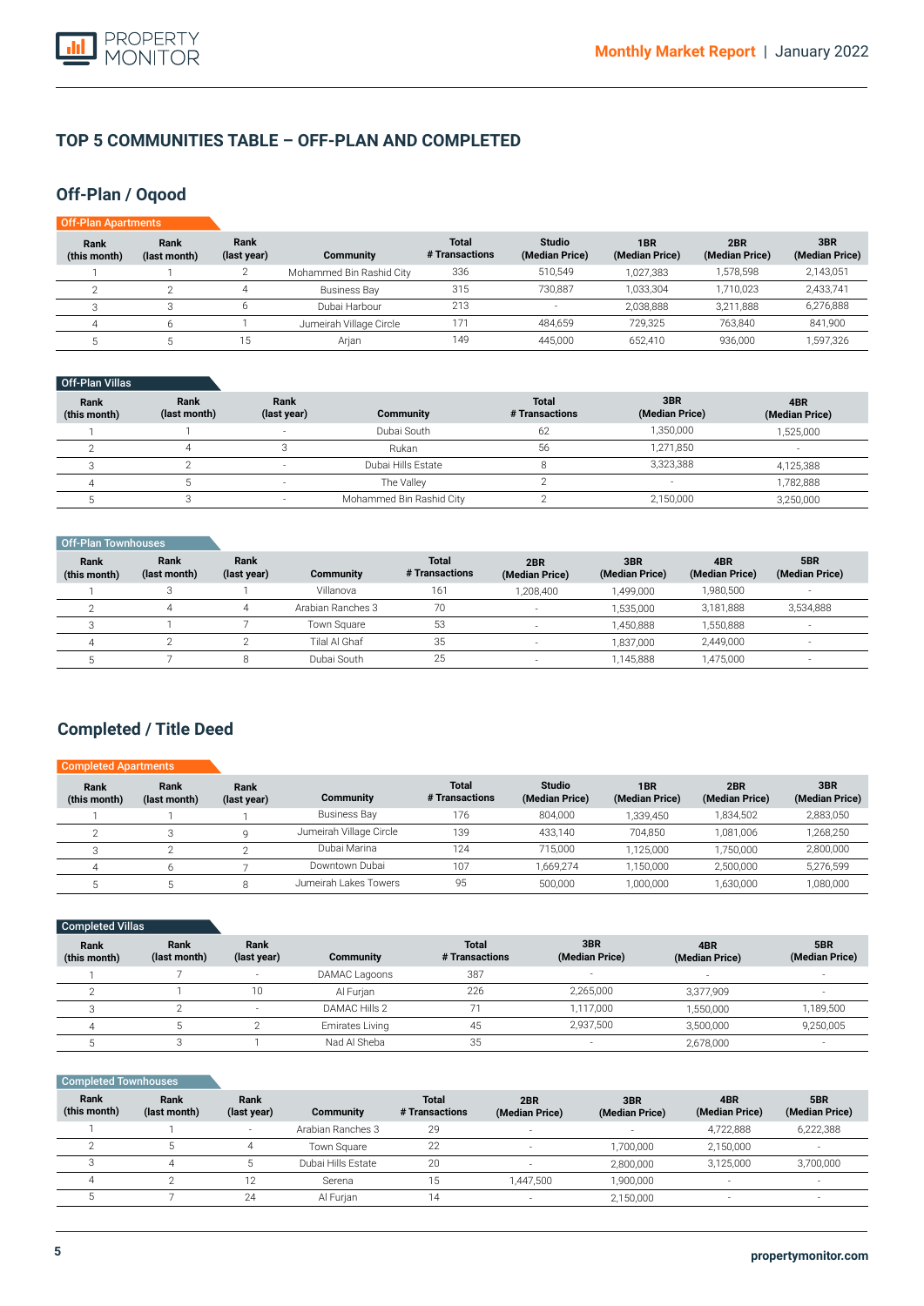## TOP 5 COMMUNITIES TABLE – OFF-PLAN AND COMPLETED

### Off-Plan / Oqood

**Off-Plan Apartments**

| Rank (this month) | Rank (last month) | Rank (last year) | Community | Total # Transactions | Studio (Median Price) | 1BR (Median Price) | 2BR (Median Price) | 3BR (Median Price) |
|---|---|---|---|---|---|---|---|---|
| 1 | 1 | 2 | Mohammed Bin Rashid City | 336 | 510,549 | 1,027,383 | 1,578,598 | 2,143,051 |
| 2 | 2 | 4 | Business Bay | 315 | 730,887 | 1,033,304 | 1,710,023 | 2,433,741 |
| 3 | 3 | 6 | Dubai Harbour | 213 | - | 2,038,888 | 3,211,888 | 6,276,888 |
| 4 | 6 | 1 | Jumeirah Village Circle | 171 | 484,659 | 729,325 | 763,840 | 841,900 |
| 5 | 5 | 15 | Arjan | 149 | 445,000 | 652,410 | 936,000 | 1,597,326 |

**Off-Plan Villas**

| Rank (this month) | Rank (last month) | Rank (last year) | Community | Total # Transactions | 3BR (Median Price) | 4BR (Median Price) |
|---|---|---|---|---|---|---|
| 1 | 1 | - | Dubai South | 62 | 1,350,000 | 1,525,000 |
| 2 | 4 | 3 | Rukan | 56 | 1,271,850 | - |
| 3 | 2 | - | Dubai Hills Estate | 8 | 3,323,388 | 4,125,388 |
| 4 | 5 | - | The Valley | 2 | - | 1,782,888 |
| 5 | 3 | - | Mohammed Bin Rashid City | 2 | 2,150,000 | 3,250,000 |

**Off-Plan Townhouses**

| Rank (this month) | Rank (last month) | Rank (last year) | Community | Total # Transactions | 2BR (Median Price) | 3BR (Median Price) | 4BR (Median Price) | 5BR (Median Price) |
|---|---|---|---|---|---|---|---|---|
| 1 | 3 | 1 | Villanova | 161 | 1,208,400 | 1,499,000 | 1,980,500 | - |
| 2 | 4 | 4 | Arabian Ranches 3 | 70 | - | 1,535,000 | 3,181,888 | 3,534,888 |
| 3 | 1 | 7 | Town Square | 53 | - | 1,450,888 | 1,550,888 | - |
| 4 | 2 | 2 | Tilal Al Ghaf | 35 | - | 1,837,000 | 2,449,000 | - |
| 5 | 7 | 8 | Dubai South | 25 | - | 1,145,888 | 1,475,000 | - |

### Completed / Title Deed

**Completed Apartments**

| Rank (this month) | Rank (last month) | Rank (last year) | Community | Total # Transactions | Studio (Median Price) | 1BR (Median Price) | 2BR (Median Price) | 3BR (Median Price) |
|---|---|---|---|---|---|---|---|---|
| 1 | 1 | 1 | Business Bay | 176 | 804,000 | 1,339,450 | 1,834,502 | 2,883,050 |
| 2 | 3 | 9 | Jumeirah Village Circle | 139 | 433,140 | 704,850 | 1,081,006 | 1,268,250 |
| 3 | 2 | 2 | Dubai Marina | 124 | 715,000 | 1,125,000 | 1,750,000 | 2,800,000 |
| 4 | 6 | 7 | Downtown Dubai | 107 | 1,669,274 | 1,150,000 | 2,500,000 | 5,276,599 |
| 5 | 5 | 8 | Jumeirah Lakes Towers | 95 | 500,000 | 1,000,000 | 1,630,000 | 1,080,000 |

**Completed Villas**

| Rank (this month) | Rank (last month) | Rank (last year) | Community | Total # Transactions | 3BR (Median Price) | 4BR (Median Price) | 5BR (Median Price) |
|---|---|---|---|---|---|---|---|
| 1 | 7 | - | DAMAC Lagoons | 387 | - | - | - |
| 2 | 1 | 10 | Al Furjan | 226 | 2,265,000 | 3,377,909 | - |
| 3 | 2 | - | DAMAC Hills 2 | 71 | 1,117,000 | 1,550,000 | 1,189,500 |
| 4 | 5 | 2 | Emirates Living | 45 | 2,937,500 | 3,500,000 | 9,250,005 |
| 5 | 3 | 1 | Nad Al Sheba | 35 | - | 2,678,000 | - |

**Completed Townhouses**

| Rank (this month) | Rank (last month) | Rank (last year) | Community | Total # Transactions | 2BR (Median Price) | 3BR (Median Price) | 4BR (Median Price) | 5BR (Median Price) |
|---|---|---|---|---|---|---|---|---|
| 1 | 1 | - | Arabian Ranches 3 | 29 | - | - | 4,722,888 | 6,222,388 |
| 2 | 5 | 4 | Town Square | 22 | - | 1,700,000 | 2,150,000 | - |
| 3 | 4 | 5 | Dubai Hills Estate | 20 | - | 2,800,000 | 3,125,000 | 3,700,000 |
| 4 | 2 | 12 | Serena | 15 | 1,447,500 | 1,900,000 | - | - |
| 5 | 7 | 24 | Al Furjan | 14 | - | 2,150,000 | - | - |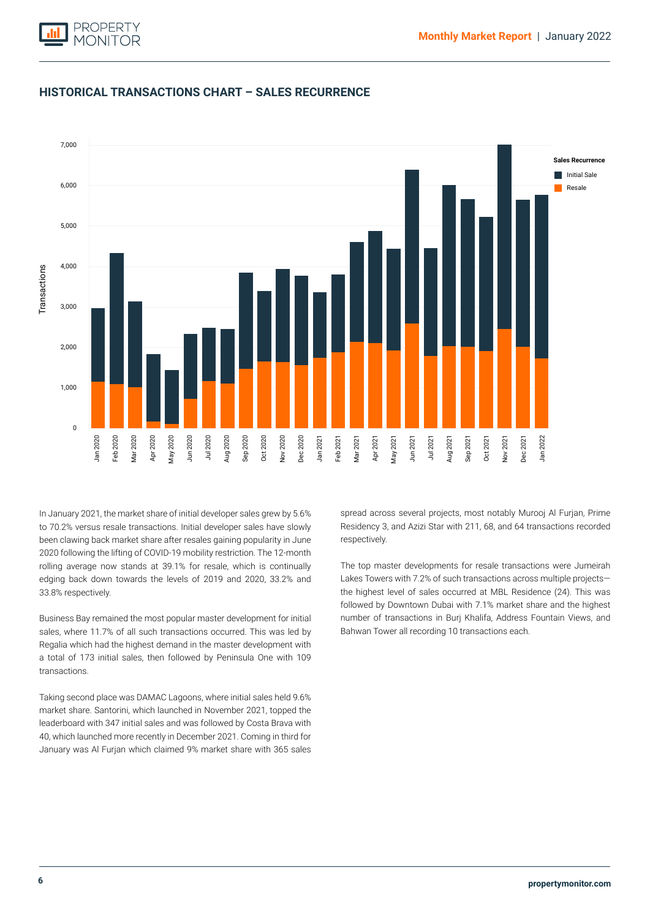## HISTORICAL TRANSACTIONS CHART – SALES RECURRENCE

In January 2021, the market share of initial developer sales grew by 5.6% to 70.2% versus resale transactions. Initial developer sales have slowly been clawing back market share after resales gaining popularity in June 2020 following the lifting of COVID-19 mobility restriction. The 12-month rolling average now stands at 39.1% for resale, which is continually edging back down towards the levels of 2019 and 2020, 33.2% and 33.8% respectively.

Business Bay remained the most popular master development for initial sales, where 11.7% of all such transactions occurred. This was led by Regalia which had the highest demand in the master development with a total of 173 initial sales, then followed by Peninsula One with 109 transactions.

Taking second place was DAMAC Lagoons, where initial sales held 9.6% market share. Santorini, which launched in November 2021, topped the leaderboard with 347 initial sales and was followed by Costa Brava with 40, which launched more recently in December 2021. Coming in third for January was Al Furjan which claimed 9% market share with 365 sales spread across several projects, most notably Murooj Al Furjan, Prime Residency 3, and Azizi Star with 211, 68, and 64 transactions recorded respectively.

The top master developments for resale transactions were Jumeirah Lakes Towers with 7.2% of such transactions across multiple projects—the highest level of sales occurred at MBL Residence (24). This was followed by Downtown Dubai with 7.1% market share and the highest number of transactions in Burj Khalifa, Address Fountain Views, and Bahwan Tower all recording 10 transactions each.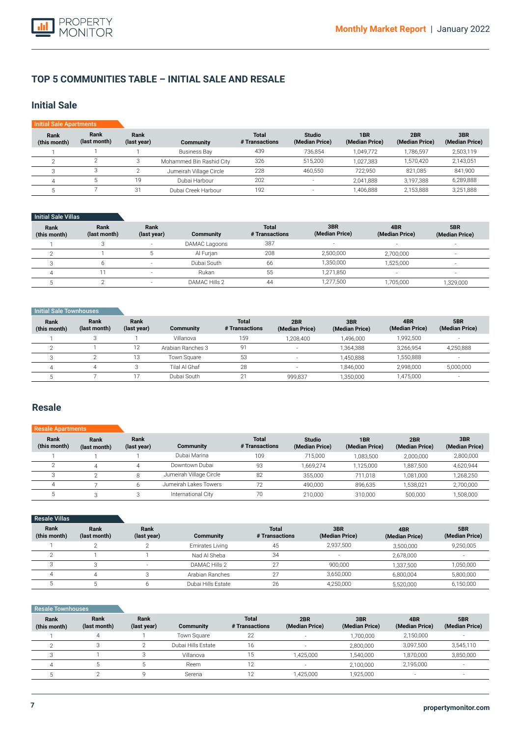## TOP 5 COMMUNITIES TABLE – INITIAL SALE AND RESALE

### Initial Sale

**Initial Sale Apartments**

| Rank (this month) | Rank (last month) | Rank (last year) | Community | Total # Transactions | Studio (Median Price) | 1BR (Median Price) | 2BR (Median Price) | 3BR (Median Price) |
|---|---|---|---|---|---|---|---|---|
| 1 | 1 | 1 | Business Bay | 439 | 736,854 | 1,049,772 | 1,786,597 | 2,503,119 |
| 2 | 2 | 3 | Mohammed Bin Rashid City | 326 | 515,200 | 1,027,383 | 1,570,420 | 2,143,051 |
| 3 | 3 | 2 | Jumeirah Village Circle | 228 | 460,550 | 722,950 | 821,085 | 841,900 |
| 4 | 5 | 19 | Dubai Harbour | 202 | - | 2,041,888 | 3,197,388 | 6,289,888 |
| 5 | 7 | 31 | Dubai Creek Harbour | 192 | - | 1,406,888 | 2,153,888 | 3,251,888 |

**Initial Sale Villas**

| Rank (this month) | Rank (last month) | Rank (last year) | Community | Total # Transactions | 3BR (Median Price) | 4BR (Median Price) | 5BR (Median Price) |
|---|---|---|---|---|---|---|---|
| 1 | 3 | - | DAMAC Lagoons | 387 | - | - | - |
| 2 | 1 | 5 | Al Furjan | 208 | 2,500,000 | 2,700,000 | - |
| 3 | 6 | - | Dubai South | 66 | 1,350,000 | 1,525,000 | - |
| 4 | 11 | - | Rukan | 55 | 1,271,850 | - | - |
| 5 | 2 | - | DAMAC Hills 2 | 44 | 1,277,500 | 1,705,000 | 1,329,000 |

**Initial Sale Townhouses**

| Rank (this month) | Rank (last month) | Rank (last year) | Community | Total # Transactions | 2BR (Median Price) | 3BR (Median Price) | 4BR (Median Price) | 5BR (Median Price) |
|---|---|---|---|---|---|---|---|---|
| 1 | 3 | 1 | Villanova | 159 | 1,208,400 | 1,496,000 | 1,992,500 | - |
| 2 | 1 | 12 | Arabian Ranches 3 | 91 | - | 1,364,388 | 3,266,954 | 4,250,888 |
| 3 | 2 | 13 | Town Square | 53 | - | 1,450,888 | 1,550,888 | - |
| 4 | 4 | 3 | Tilal Al Ghaf | 28 | - | 1,846,000 | 2,998,000 | 5,000,000 |
| 5 | 7 | 17 | Dubai South | 21 | 999,837 | 1,350,000 | 1,475,000 | - |

### Resale

**Resale Apartments**

| Rank (this month) | Rank (last month) | Rank (last year) | Community | Total # Transactions | Studio (Median Price) | 1BR (Median Price) | 2BR (Median Price) | 3BR (Median Price) |
|---|---|---|---|---|---|---|---|---|
| 1 | 1 | 1 | Dubai Marina | 109 | 715,000 | 1,083,500 | 2,000,000 | 2,800,000 |
| 2 | 4 | 4 | Downtown Dubai | 93 | 1,669,274 | 1,125,000 | 1,887,500 | 4,620,944 |
| 3 | 2 | 8 | Jumeirah Village Circle | 82 | 355,000 | 711,018 | 1,081,000 | 1,268,250 |
| 4 | 7 | 6 | Jumeirah Lakes Towers | 72 | 490,000 | 896,635 | 1,538,021 | 2,700,000 |
| 5 | 3 | 3 | International City | 70 | 210,000 | 310,000 | 500,000 | 1,508,000 |

**Resale Villas**

| Rank (this month) | Rank (last month) | Rank (last year) | Community | Total # Transactions | 3BR (Median Price) | 4BR (Median Price) | 5BR (Median Price) |
|---|---|---|---|---|---|---|---|
| 1 | 2 | 2 | Emirates Living | 45 | 2,937,500 | 3,500,000 | 9,250,005 |
| 2 | 1 | 1 | Nad Al Sheba | 34 | - | 2,678,000 | - |
| 3 | 3 | - | DAMAC Hills 2 | 27 | 900,000 | 1,337,500 | 1,050,000 |
| 4 | 4 | 3 | Arabian Ranches | 27 | 3,650,000 | 6,800,004 | 5,800,000 |
| 5 | 5 | 6 | Dubai Hills Estate | 26 | 4,250,000 | 5,520,000 | 6,150,000 |

**Resale Townhouses**

| Rank (this month) | Rank (last month) | Rank (last year) | Community | Total # Transactions | 2BR (Median Price) | 3BR (Median Price) | 4BR (Median Price) | 5BR (Median Price) |
|---|---|---|---|---|---|---|---|---|
| 1 | 4 | 1 | Town Square | 22 | - | 1,700,000 | 2,150,000 | - |
| 2 | 3 | 2 | Dubai Hills Estate | 16 | - | 2,800,000 | 3,097,500 | 3,545,110 |
| 3 | 1 | 3 | Villanova | 15 | 1,425,000 | 1,540,000 | 1,870,000 | 3,850,000 |
| 4 | 5 | 5 | Reem | 12 | - | 2,100,000 | 2,195,000 | - |
| 5 | 2 | 9 | Serena | 12 | 1,425,000 | 1,925,000 | - | - |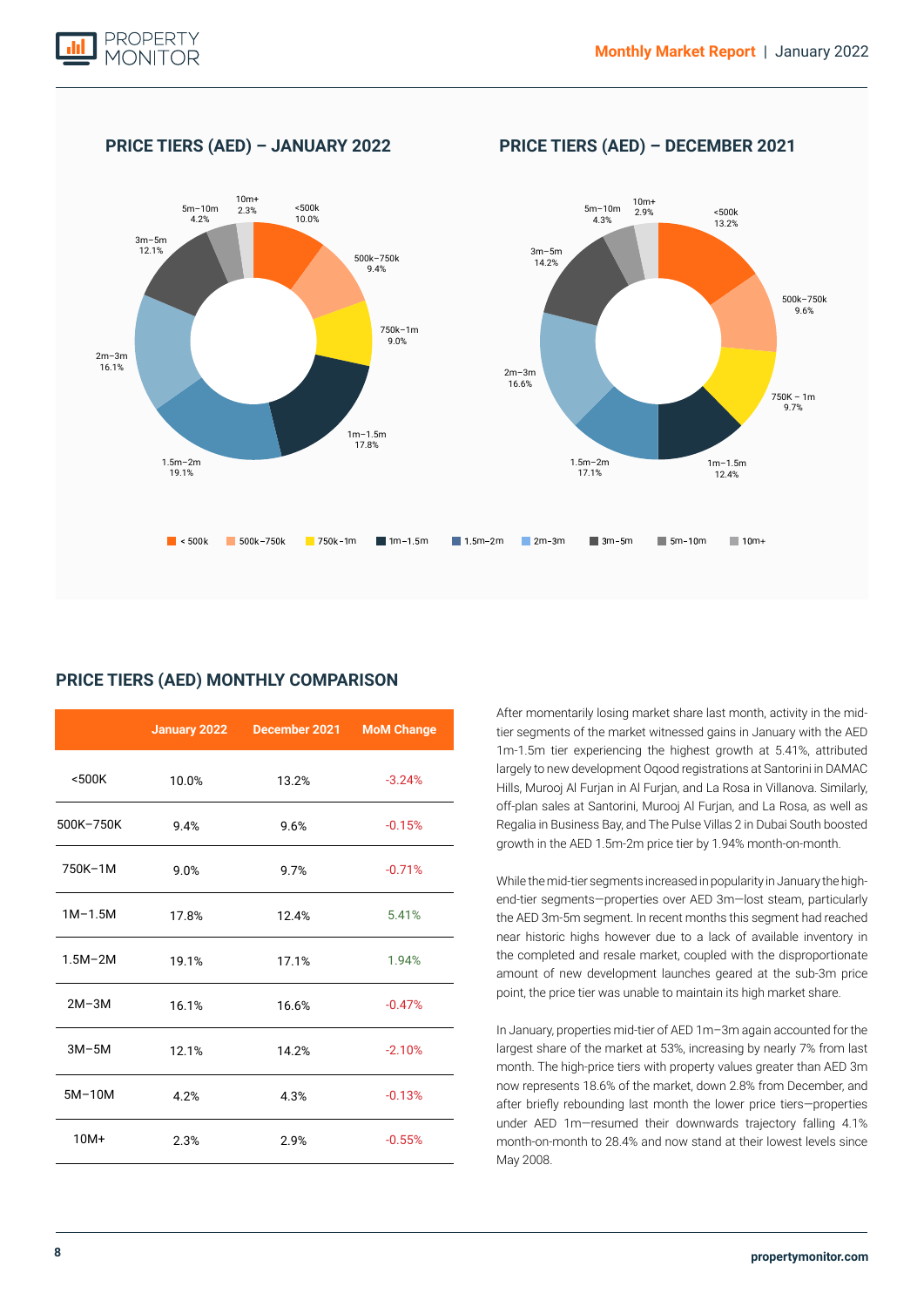## PRICE TIERS (AED) – JANUARY 2022

## PRICE TIERS (AED) – DECEMBER 2021

## PRICE TIERS (AED) MONTHLY COMPARISON

| | January 2022 | December 2021 | MoM Change |
|---|---|---|---|
| <500K | 10.0% | 13.2% | -3.24% |
| 500K–750K | 9.4% | 9.6% | -0.15% |
| 750K–1M | 9.0% | 9.7% | -0.71% |
| 1M–1.5M | 17.8% | 12.4% | 5.41% |
| 1.5M–2M | 19.1% | 17.1% | 1.94% |
| 2M–3M | 16.1% | 16.6% | -0.47% |
| 3M–5M | 12.1% | 14.2% | -2.10% |
| 5M–10M | 4.2% | 4.3% | -0.13% |
| 10M+ | 2.3% | 2.9% | -0.55% |

After momentarily losing market share last month, activity in the mid-tier segments of the market witnessed gains in January with the AED 1m-1.5m tier experiencing the highest growth at 5.41%, attributed largely to new development Oqood registrations at Santorini in DAMAC Hills, Murooj Al Furjan in Al Furjan, and La Rosa in Villanova. Similarly, off-plan sales at Santorini, Murooj Al Furjan, and La Rosa, as well as Regalia in Business Bay, and The Pulse Villas 2 in Dubai South boosted growth in the AED 1.5m-2m price tier by 1.94% month-on-month.

While the mid-tier segments increased in popularity in January the high-end-tier segments—properties over AED 3m—lost steam, particularly the AED 3m-5m segment. In recent months this segment had reached near historic highs however due to a lack of available inventory in the completed and resale market, coupled with the disproportionate amount of new development launches geared at the sub-3m price point, the price tier was unable to maintain its high market share.

In January, properties mid-tier of AED 1m–3m again accounted for the largest share of the market at 53%, increasing by nearly 7% from last month. The high-price tiers with property values greater than AED 3m now represents 18.6% of the market, down 2.8% from December, and after briefly rebounding last month the lower price tiers—properties under AED 1m—resumed their downwards trajectory falling 4.1% month-on-month to 28.4% and now stand at their lowest levels since May 2008.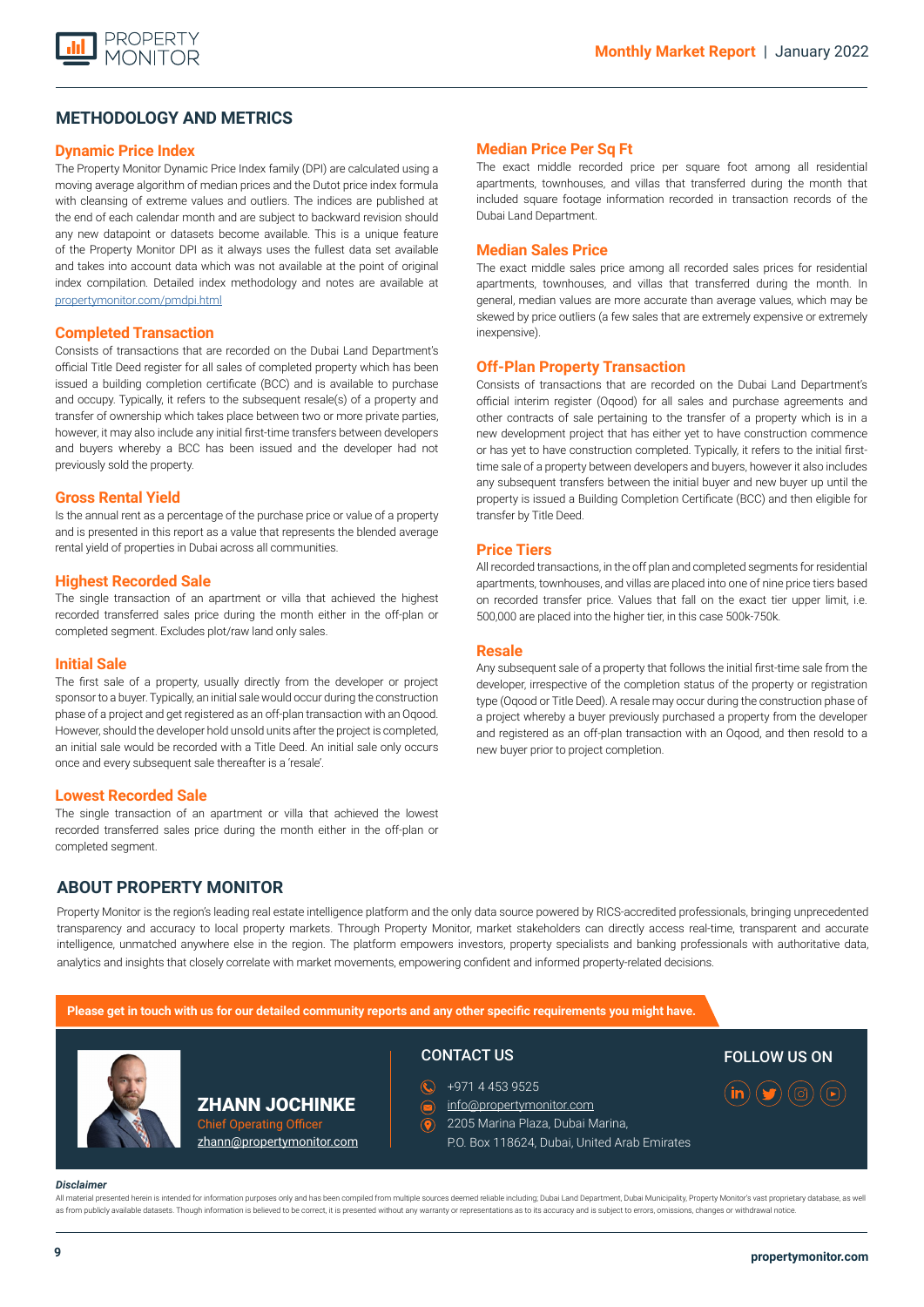# METHODOLOGY AND METRICS

## Dynamic Price Index

The Property Monitor Dynamic Price Index family (DPI) are calculated using a moving average algorithm of median prices and the Dutot price index formula with cleansing of extreme values and outliers. The indices are published at the end of each calendar month and are subject to backward revision should any new datapoint or datasets become available. This is a unique feature of the Property Monitor DPI as it always uses the fullest data set available and takes into account data which was not available at the point of original index compilation. Detailed index methodology and notes are available at propertymonitor.com/pmdpi.html

## Completed Transaction

Consists of transactions that are recorded on the Dubai Land Department's official Title Deed register for all sales of completed property which has been issued a building completion certificate (BCC) and is available to purchase and occupy. Typically, it refers to the subsequent resale(s) of a property and transfer of ownership which takes place between two or more private parties, however, it may also include any initial first-time transfers between developers and buyers whereby a BCC has been issued and the developer had not previously sold the property.

## Gross Rental Yield

Is the annual rent as a percentage of the purchase price or value of a property and is presented in this report as a value that represents the blended average rental yield of properties in Dubai across all communities.

## Highest Recorded Sale

The single transaction of an apartment or villa that achieved the highest recorded transferred sales price during the month either in the off-plan or completed segment. Excludes plot/raw land only sales.

## Initial Sale

The first sale of a property, usually directly from the developer or project sponsor to a buyer. Typically, an initial sale would occur during the construction phase of a project and get registered as an off-plan transaction with an Oqood. However, should the developer hold unsold units after the project is completed, an initial sale would be recorded with a Title Deed. An initial sale only occurs once and every subsequent sale thereafter is a 'resale'.

## Lowest Recorded Sale

The single transaction of an apartment or villa that achieved the lowest recorded transferred sales price during the month either in the off-plan or completed segment.

## Median Price Per Sq Ft

The exact middle recorded price per square foot among all residential apartments, townhouses, and villas that transferred during the month that included square footage information recorded in transaction records of the Dubai Land Department.

## Median Sales Price

The exact middle sales price among all recorded sales prices for residential apartments, townhouses, and villas that transferred during the month. In general, median values are more accurate than average values, which may be skewed by price outliers (a few sales that are extremely expensive or extremely inexpensive).

## Off-Plan Property Transaction

Consists of transactions that are recorded on the Dubai Land Department's official interim register (Oqood) for all sales and purchase agreements and other contracts of sale pertaining to the transfer of a property which is in a new development project that has either yet to have construction commence or has yet to have construction completed. Typically, it refers to the initial first-time sale of a property between developers and buyers, however it also includes any subsequent transfers between the initial buyer and new buyer up until the property is issued a Building Completion Certificate (BCC) and then eligible for transfer by Title Deed.

## Price Tiers

All recorded transactions, in the off plan and completed segments for residential apartments, townhouses, and villas are placed into one of nine price tiers based on recorded transfer price. Values that fall on the exact tier upper limit, i.e. 500,000 are placed into the higher tier, in this case 500k-750k.

## Resale

Any subsequent sale of a property that follows the initial first-time sale from the developer, irrespective of the completion status of the property or registration type (Oqood or Title Deed). A resale may occur during the construction phase of a project whereby a buyer previously purchased a property from the developer and registered as an off-plan transaction with an Oqood, and then resold to a new buyer prior to project completion.

# ABOUT PROPERTY MONITOR

Property Monitor is the region's leading real estate intelligence platform and the only data source powered by RICS-accredited professionals, bringing unprecedented transparency and accuracy to local property markets. Through Property Monitor, market stakeholders can directly access real-time, transparent and accurate intelligence, unmatched anywhere else in the region. The platform empowers investors, property specialists and banking professionals with authoritative data, analytics and insights that closely correlate with market movements, empowering confident and informed property-related decisions.

**Please get in touch with us for our detailed community reports and any other specific requirements you might have.**

**ZHANN JOCHINKE**
Chief Operating Officer
zhann@propertymonitor.com

**CONTACT US**

+971 4 453 9525
info@propertymonitor.com
2205 Marina Plaza, Dubai Marina,
P.O. Box 118624, Dubai, United Arab Emirates

**FOLLOW US ON**

***Disclaimer***

All material presented herein is intended for information purposes only and has been compiled from multiple sources deemed reliable including; Dubai Land Department, Dubai Municipality, Property Monitor's vast proprietary database, as well as from publicly available datasets. Though information is believed to be correct, it is presented without any warranty or representations as to its accuracy and is subject to errors, omissions, changes or withdrawal notice.